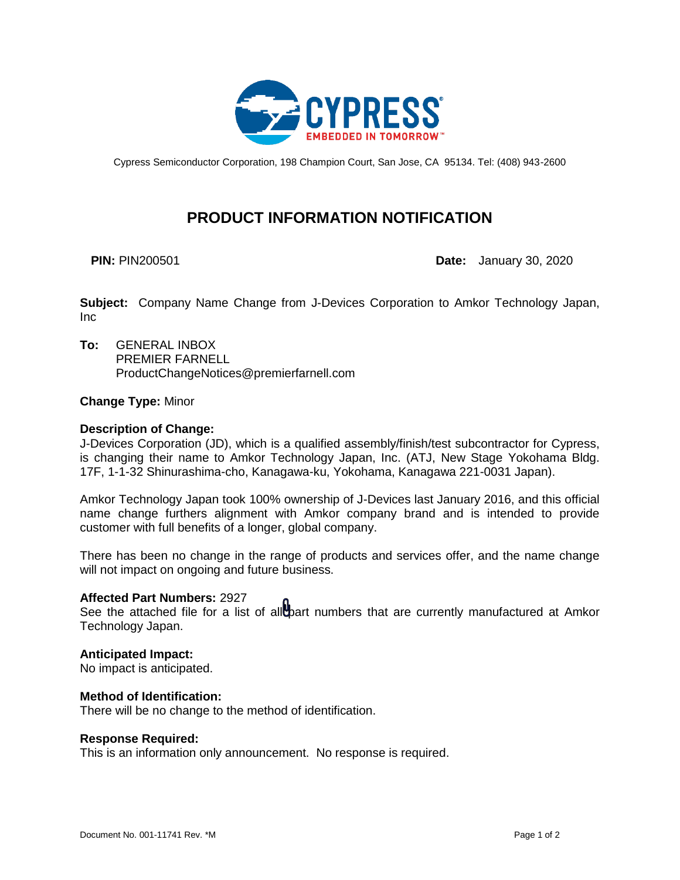Cypress Semiconductor Corporation, 198 Champion Court, San Jose, CA 95134. Tel: (408) 943-2600

# PRODUCT INFORMATION NOTIFICATION

**PIN:** PIN200501 **Date:** January 30, 2020

**Subject:** Company Name Change from J-Devices Corporation to Amkor Technology Japan, Inc

**To:** GENERAL INBOX
PREMIER FARNELL
ProductChangeNotices@premierfarnell.com

**Change Type:** Minor

**Description of Change:**
J-Devices Corporation (JD), which is a qualified assembly/finish/test subcontractor for Cypress, is changing their name to Amkor Technology Japan, Inc. (ATJ, New Stage Yokohama Bldg. 17F, 1-1-32 Shinurashima-cho, Kanagawa-ku, Yokohama, Kanagawa 221-0031 Japan).

Amkor Technology Japan took 100% ownership of J-Devices last January 2016, and this official name change furthers alignment with Amkor company brand and is intended to provide customer with full benefits of a longer, global company.

There has been no change in the range of products and services offer, and the name change will not impact on ongoing and future business.

**Affected Part Numbers:** 2927
See the attached file for a list of all part numbers that are currently manufactured at Amkor Technology Japan.

**Anticipated Impact:**
No impact is anticipated.

**Method of Identification:**
There will be no change to the method of identification.

**Response Required:**
This is an information only announcement. No response is required.

Document No. 001-11741 Rev. *M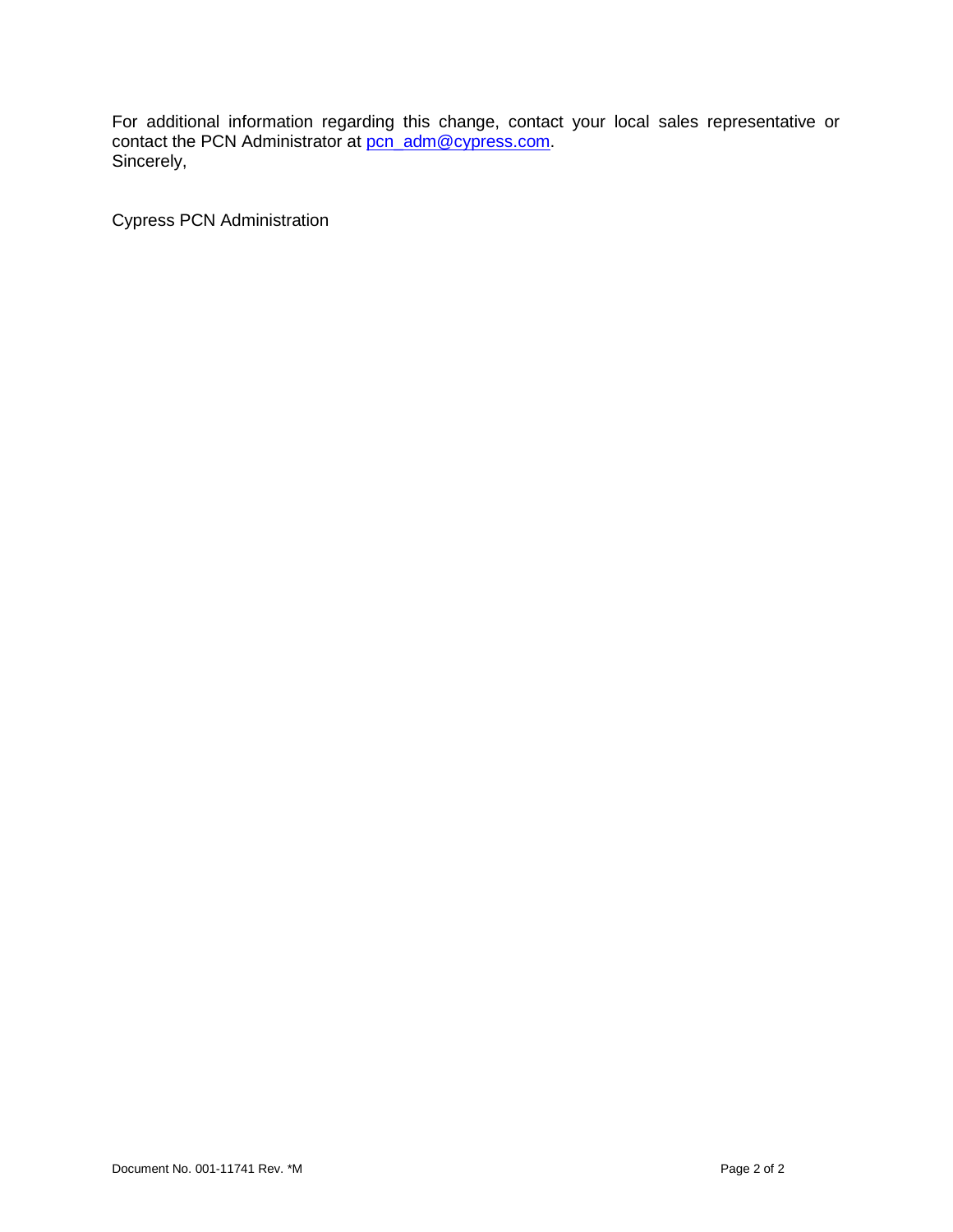For additional information regarding this change, contact your local sales representative or contact the PCN Administrator at pcn_adm@cypress.com.
Sincerely,

Cypress PCN Administration